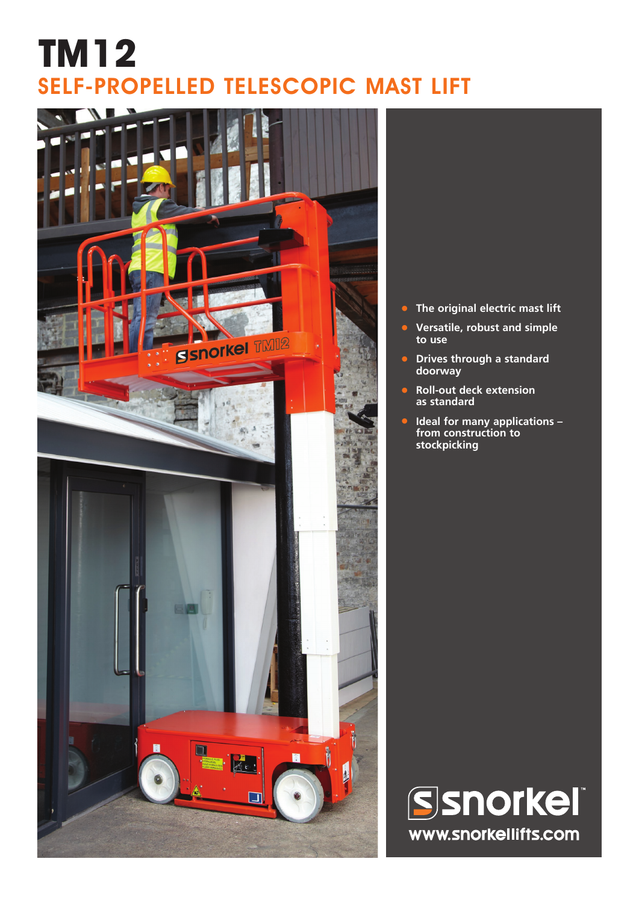# TM12

## SELF-PROPELLED TELESCOPIC MAST LIFT

- **The original electric mast lift**
- **Versatile, robust and simple to use**
- **Drives through a standard doorway**
- **Roll-out deck extension as standard**
- **Ideal for many applications – from construction to stockpicking**

snorkel™

www.snorkellifts.com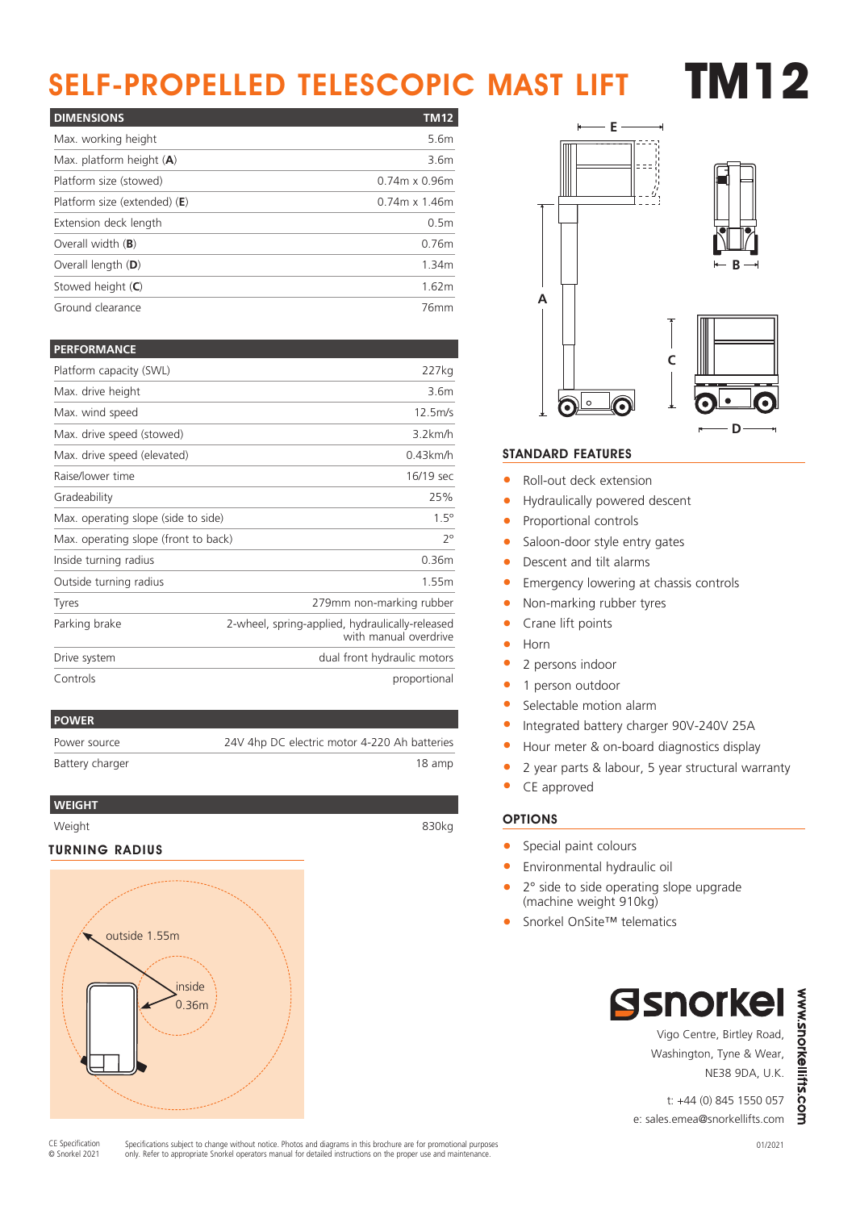# SELF-PROPELLED TELESCOPIC MAST LIFT **TM12**

| DIMENSIONS | TM12 |
|---|---|
| Max. working height | 5.6m |
| Max. platform height (**A**) | 3.6m |
| Platform size (stowed) | 0.74m x 0.96m |
| Platform size (extended) (**E**) | 0.74m x 1.46m |
| Extension deck length | 0.5m |
| Overall width (**B**) | 0.76m |
| Overall length (**D**) | 1.34m |
| Stowed height (**C**) | 1.62m |
| Ground clearance | 76mm |

| PERFORMANCE | |
|---|---|
| Platform capacity (SWL) | 227kg |
| Max. drive height | 3.6m |
| Max. wind speed | 12.5m/s |
| Max. drive speed (stowed) | 3.2km/h |
| Max. drive speed (elevated) | 0.43km/h |
| Raise/lower time | 16/19 sec |
| Gradeability | 25% |
| Max. operating slope (side to side) | 1.5° |
| Max. operating slope (front to back) | 2° |
| Inside turning radius | 0.36m |
| Outside turning radius | 1.55m |
| Tyres | 279mm non-marking rubber |
| Parking brake | 2-wheel, spring-applied, hydraulically-released with manual overdrive |
| Drive system | dual front hydraulic motors |
| Controls | proportional |

| POWER | |
|---|---|
| Power source | 24V 4hp DC electric motor 4-220 Ah batteries |
| Battery charger | 18 amp |

| WEIGHT | |
|---|---|
| Weight | 830kg |

## TURNING RADIUS

outside 1.55m

inside 0.36m

E

A

B

C

D

## STANDARD FEATURES

- Roll-out deck extension
- Hydraulically powered descent
- Proportional controls
- Saloon-door style entry gates
- Descent and tilt alarms
- Emergency lowering at chassis controls
- Non-marking rubber tyres
- Crane lift points
- Horn
- 2 persons indoor
- 1 person outdoor
- Selectable motion alarm
- Integrated battery charger 90V-240V 25A
- Hour meter & on-board diagnostics display
- 2 year parts & labour, 5 year structural warranty
- CE approved

## OPTIONS

- Special paint colours
- Environmental hydraulic oil
- 2° side to side operating slope upgrade (machine weight 910kg)
- Snorkel OnSite™ telematics

**snorkel**

Vigo Centre, Birtley Road,
Washington, Tyne & Wear,
NE38 9DA, U.K.

t: +44 (0) 845 1550 057
e: sales.emea@snorkellifts.com

**www.snorkellifts.com**

CE Specification
© Snorkel 2021

Specifications subject to change without notice. Photos and diagrams in this brochure are for promotional purposes only. Refer to appropriate Snorkel operators manual for detailed instructions on the proper use and maintenance.

01/2021